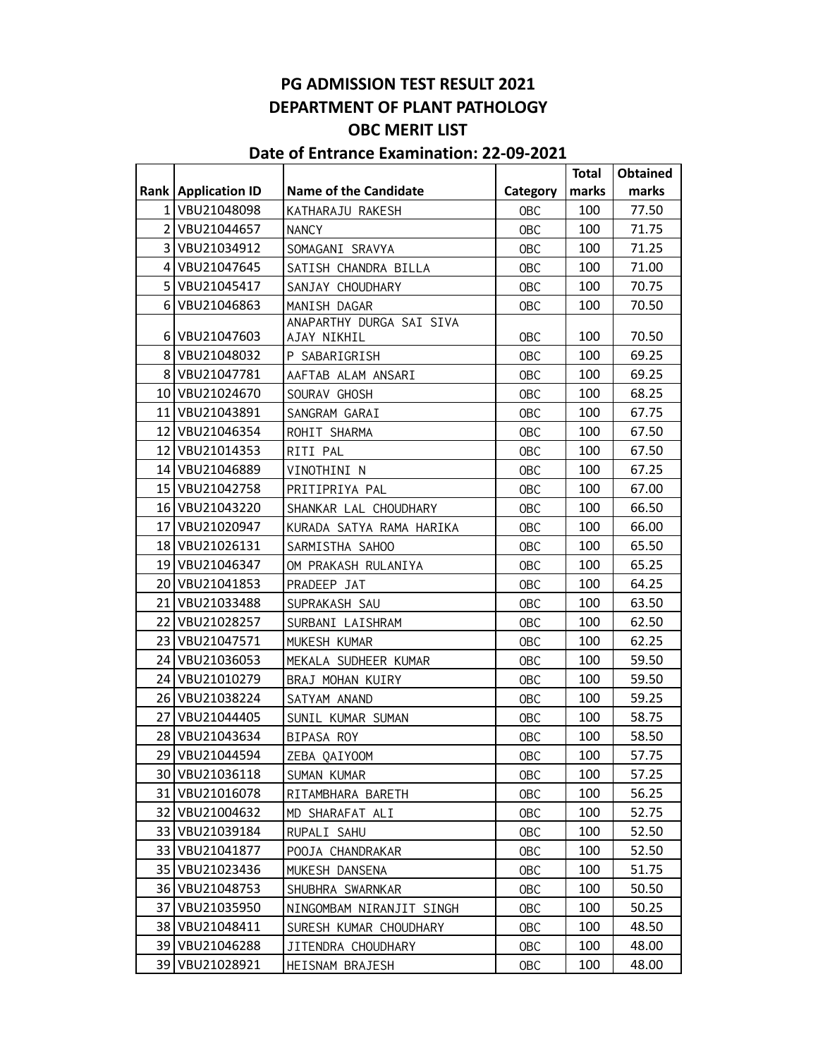# PG ADMISSION TEST RESULT 2021

## DEPARTMENT OF PLANT PATHOLOGY

## OBC MERIT LIST

## Date of Entrance Examination: 22-09-2021

| Rank | Application ID | Name of the Candidate | Category | Total marks | Obtained marks |
|---|---|---|---|---|---|
| 1 | VBU21048098 | KATHARAJU RAKESH | OBC | 100 | 77.50 |
| 2 | VBU21044657 | NANCY | OBC | 100 | 71.75 |
| 3 | VBU21034912 | SOMAGANI SRAVYA | OBC | 100 | 71.25 |
| 4 | VBU21047645 | SATISH CHANDRA BILLA | OBC | 100 | 71.00 |
| 5 | VBU21045417 | SANJAY CHOUDHARY | OBC | 100 | 70.75 |
| 6 | VBU21046863 | MANISH DAGAR | OBC | 100 | 70.50 |
| 6 | VBU21047603 | ANAPARTHY DURGA SAI SIVA AJAY NIKHIL | OBC | 100 | 70.50 |
| 8 | VBU21048032 | P SABARIGRISH | OBC | 100 | 69.25 |
| 8 | VBU21047781 | AAFTAB ALAM ANSARI | OBC | 100 | 69.25 |
| 10 | VBU21024670 | SOURAV GHOSH | OBC | 100 | 68.25 |
| 11 | VBU21043891 | SANGRAM GARAI | OBC | 100 | 67.75 |
| 12 | VBU21046354 | ROHIT SHARMA | OBC | 100 | 67.50 |
| 12 | VBU21014353 | RITI PAL | OBC | 100 | 67.50 |
| 14 | VBU21046889 | VINOTHINI N | OBC | 100 | 67.25 |
| 15 | VBU21042758 | PRITIPRIYA PAL | OBC | 100 | 67.00 |
| 16 | VBU21043220 | SHANKAR LAL CHOUDHARY | OBC | 100 | 66.50 |
| 17 | VBU21020947 | KURADA SATYA RAMA HARIKA | OBC | 100 | 66.00 |
| 18 | VBU21026131 | SARMISTHA SAHOO | OBC | 100 | 65.50 |
| 19 | VBU21046347 | OM PRAKASH RULANIYA | OBC | 100 | 65.25 |
| 20 | VBU21041853 | PRADEEP JAT | OBC | 100 | 64.25 |
| 21 | VBU21033488 | SUPRAKASH SAU | OBC | 100 | 63.50 |
| 22 | VBU21028257 | SURBANI LAISHRAM | OBC | 100 | 62.50 |
| 23 | VBU21047571 | MUKESH KUMAR | OBC | 100 | 62.25 |
| 24 | VBU21036053 | MEKALA SUDHEER KUMAR | OBC | 100 | 59.50 |
| 24 | VBU21010279 | BRAJ MOHAN KUIRY | OBC | 100 | 59.50 |
| 26 | VBU21038224 | SATYAM ANAND | OBC | 100 | 59.25 |
| 27 | VBU21044405 | SUNIL KUMAR SUMAN | OBC | 100 | 58.75 |
| 28 | VBU21043634 | BIPASA ROY | OBC | 100 | 58.50 |
| 29 | VBU21044594 | ZEBA QAIYOOM | OBC | 100 | 57.75 |
| 30 | VBU21036118 | SUMAN KUMAR | OBC | 100 | 57.25 |
| 31 | VBU21016078 | RITAMBHARA BARETH | OBC | 100 | 56.25 |
| 32 | VBU21004632 | MD SHARAFAT ALI | OBC | 100 | 52.75 |
| 33 | VBU21039184 | RUPALI SAHU | OBC | 100 | 52.50 |
| 33 | VBU21041877 | POOJA CHANDRAKAR | OBC | 100 | 52.50 |
| 35 | VBU21023436 | MUKESH DANSENA | OBC | 100 | 51.75 |
| 36 | VBU21048753 | SHUBHRA SWARNKAR | OBC | 100 | 50.50 |
| 37 | VBU21035950 | NINGOMBAM NIRANJIT SINGH | OBC | 100 | 50.25 |
| 38 | VBU21048411 | SURESH KUMAR CHOUDHARY | OBC | 100 | 48.50 |
| 39 | VBU21046288 | JITENDRA CHOUDHARY | OBC | 100 | 48.00 |
| 39 | VBU21028921 | HEISNAM BRAJESH | OBC | 100 | 48.00 |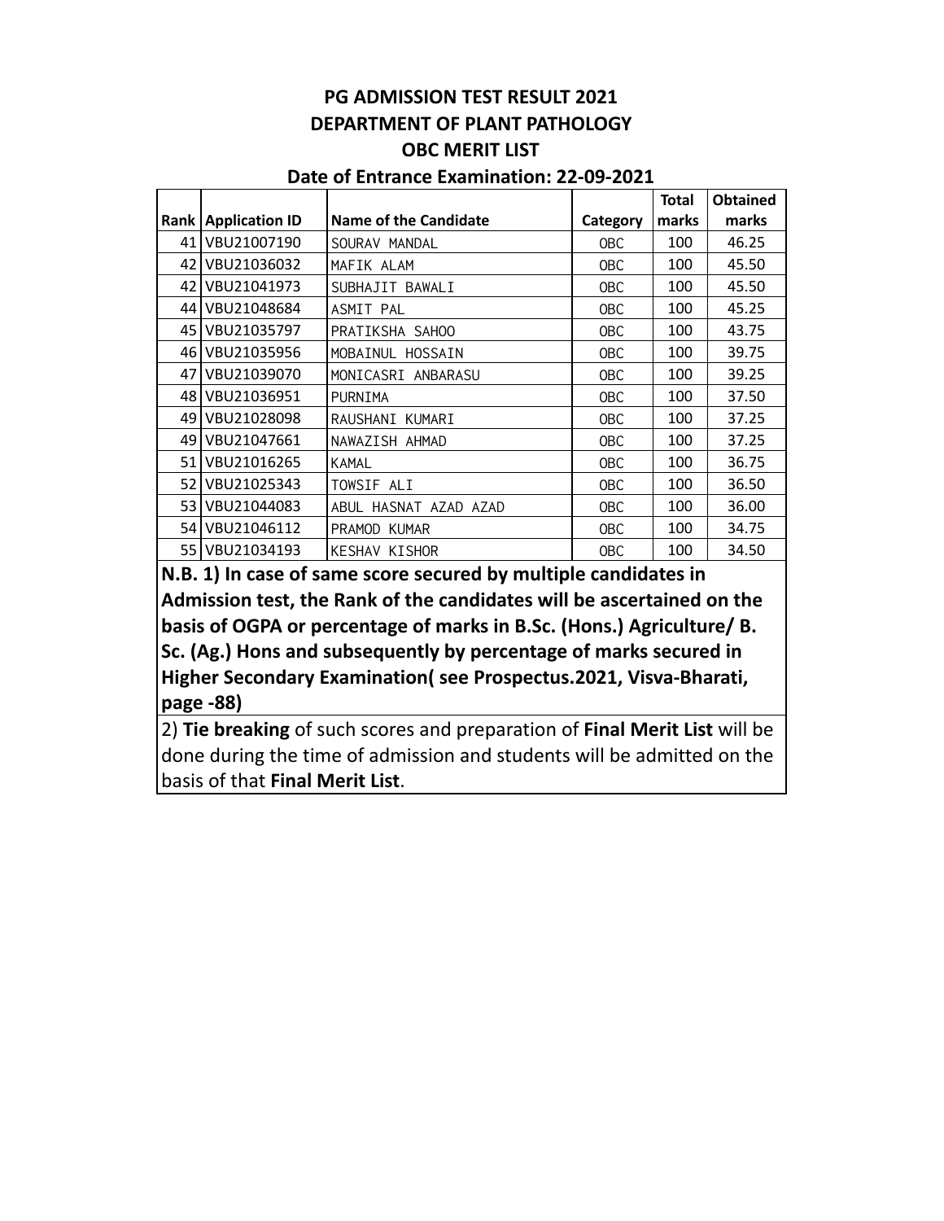# PG ADMISSION TEST RESULT 2021
## DEPARTMENT OF PLANT PATHOLOGY
## OBC MERIT LIST
### Date of Entrance Examination: 22-09-2021

| Rank | Application ID | Name of the Candidate | Category | Total marks | Obtained marks |
|---|---|---|---|---|---|
| 41 | VBU21007190 | SOURAV MANDAL | OBC | 100 | 46.25 |
| 42 | VBU21036032 | MAFIK ALAM | OBC | 100 | 45.50 |
| 42 | VBU21041973 | SUBHAJIT BAWALI | OBC | 100 | 45.50 |
| 44 | VBU21048684 | ASMIT PAL | OBC | 100 | 45.25 |
| 45 | VBU21035797 | PRATIKSHA SAHOO | OBC | 100 | 43.75 |
| 46 | VBU21035956 | MOBAINUL HOSSAIN | OBC | 100 | 39.75 |
| 47 | VBU21039070 | MONICASRI ANBARASU | OBC | 100 | 39.25 |
| 48 | VBU21036951 | PURNIMA | OBC | 100 | 37.50 |
| 49 | VBU21028098 | RAUSHANI KUMARI | OBC | 100 | 37.25 |
| 49 | VBU21047661 | NAWAZISH AHMAD | OBC | 100 | 37.25 |
| 51 | VBU21016265 | KAMAL | OBC | 100 | 36.75 |
| 52 | VBU21025343 | TOWSIF ALI | OBC | 100 | 36.50 |
| 53 | VBU21044083 | ABUL HASNAT AZAD AZAD | OBC | 100 | 36.00 |
| 54 | VBU21046112 | PRAMOD KUMAR | OBC | 100 | 34.75 |
| 55 | VBU21034193 | KESHAV KISHOR | OBC | 100 | 34.50 |

**N.B. 1) In case of same score secured by multiple candidates in Admission test, the Rank of the candidates will be ascertained on the basis of OGPA or percentage of marks in B.Sc. (Hons.) Agriculture/ B. Sc. (Ag.) Hons and subsequently by percentage of marks secured in Higher Secondary Examination( see Prospectus.2021, Visva-Bharati, page -88)**

2) **Tie breaking** of such scores and preparation of **Final Merit List** will be done during the time of admission and students will be admitted on the basis of that **Final Merit List**.